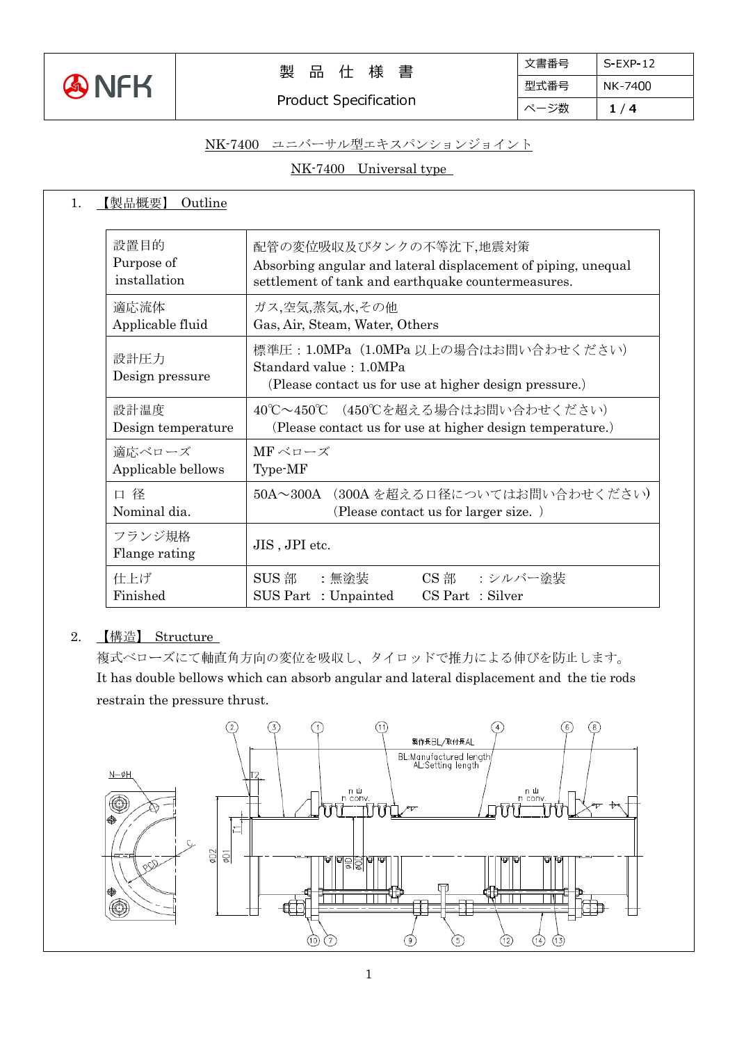| NFK | 製品仕様書 Product Specification | 文書番号 | S-EXP-12 |
|---|---|---|---|
| | | 型式番号 | NK-7400 |

# NK-7400 ユニバーサル型エキスパンションジョイント

# NK-7400 Universal type

## 1. 【製品概要】 Outline

| 項目 | 内容 |
|---|---|
| 設置目的<br>Purpose of installation | 配管の変位吸収及びタンクの不等沈下,地震対策<br>Absorbing angular and lateral displacement of piping, unequal settlement of tank and earthquake countermeasures. |
| 適応流体<br>Applicable fluid | ガス,空気,蒸気,水,その他<br>Gas, Air, Steam, Water, Others |
| 設計圧力<br>Design pressure | 標準圧：1.0MPa（1.0MPa 以上の場合はお問い合わせください）<br>Standard value：1.0MPa<br>(Please contact us for use at higher design pressure.) |
| 設計温度<br>Design temperature | 40℃～450℃ （450℃を超える場合はお問い合わせください）<br>(Please contact us for use at higher design temperature.) |
| 適応ベローズ<br>Applicable bellows | MF ベローズ<br>Type-MF |
| 口 径<br>Nominal dia. | 50A～300A （300A を超える口径についてはお問い合わせください）<br>(Please contact us for larger size. ) |
| フランジ規格<br>Flange rating | JIS , JPI etc. |
| 仕上げ<br>Finished | SUS 部 ：無塗装 CS 部 ：シルバー塗装<br>SUS Part ：Unpainted CS Part ：Silver |

## 2. 【構造】 Structure

複式ベローズにて軸直角方向の変位を吸収し、タイロッドで推力による伸びを防止します。
It has double bellows which can absorb angular and lateral displacement and the tie rods restrain the pressure thrust.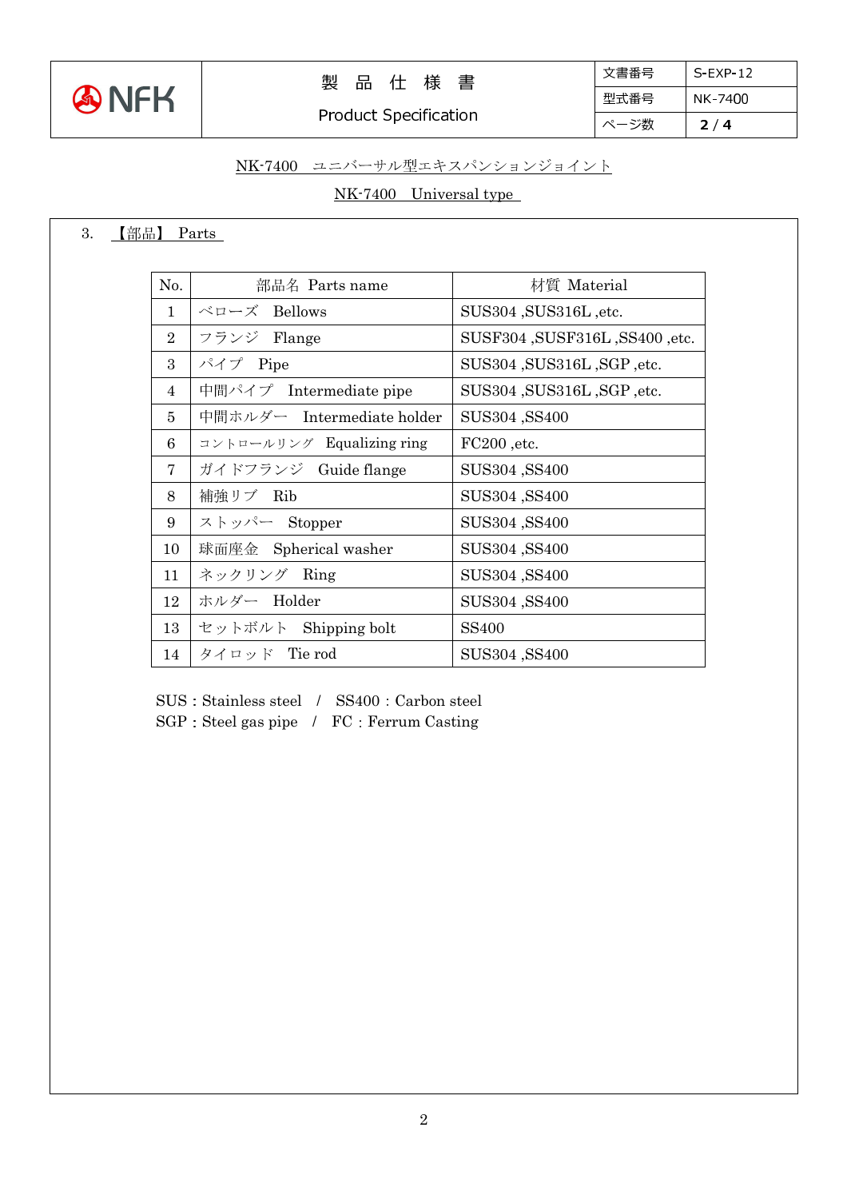NK-7400　ユニバーサル型エキスパンションジョイント

NK-7400　Universal type

3.　【部品】 Parts

| No. | 部品名 Parts name | 材質 Material |
|---|---|---|
| 1 | ベローズ　Bellows | SUS304 ,SUS316L ,etc. |
| 2 | フランジ　Flange | SUSF304 ,SUSF316L ,SS400 ,etc. |
| 3 | パイプ　Pipe | SUS304 ,SUS316L ,SGP ,etc. |
| 4 | 中間パイプ　Intermediate pipe | SUS304 ,SUS316L ,SGP ,etc. |
| 5 | 中間ホルダー　Intermediate holder | SUS304 ,SS400 |
| 6 | コントロールリング　Equalizing ring | FC200 ,etc. |
| 7 | ガイドフランジ　Guide flange | SUS304 ,SS400 |
| 8 | 補強リブ　Rib | SUS304 ,SS400 |
| 9 | ストッパー　Stopper | SUS304 ,SS400 |
| 10 | 球面座金　Spherical washer | SUS304 ,SS400 |
| 11 | ネックリング　Ring | SUS304 ,SS400 |
| 12 | ホルダー　Holder | SUS304 ,SS400 |
| 13 | セットボルト　Shipping bolt | SS400 |
| 14 | タイロッド　Tie rod | SUS304 ,SS400 |

SUS : Stainless steel　/　SS400 : Carbon steel
SGP : Steel gas pipe　/　FC : Ferrum Casting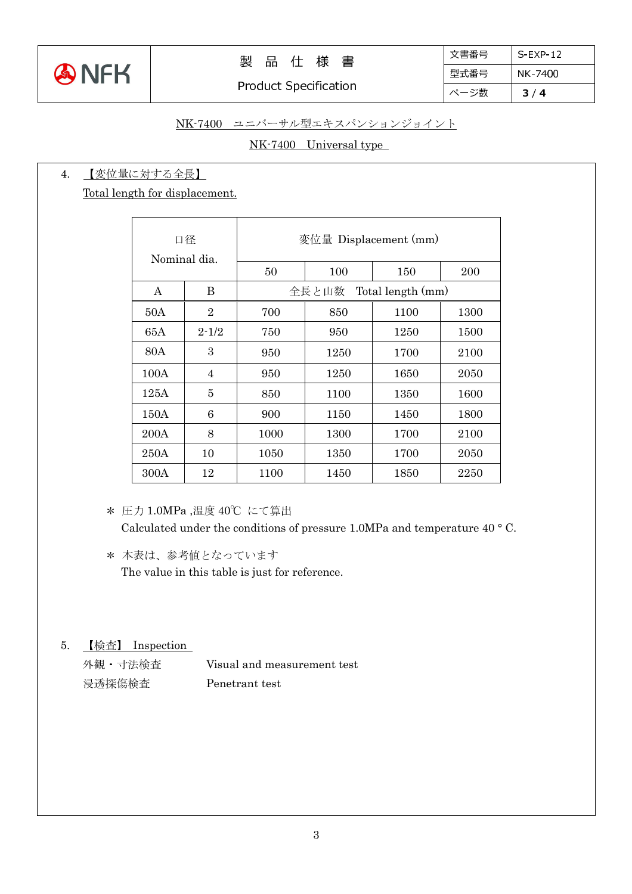NK-7400　ユニバーサル型エキスパンションジョイント

NK-7400　Universal type

4.　【変位量に対する全長】

Total length for displacement.

| 口径 Nominal dia. | | 変位量 Displacement (mm) | | | |
|---|---|---|---|---|---|
| | | 50 | 100 | 150 | 200 |
| A | B | 全長と山数　Total length (mm) | | | |
| 50A | 2 | 700 | 850 | 1100 | 1300 |
| 65A | 2-1/2 | 750 | 950 | 1250 | 1500 |
| 80A | 3 | 950 | 1250 | 1700 | 2100 |
| 100A | 4 | 950 | 1250 | 1650 | 2050 |
| 125A | 5 | 850 | 1100 | 1350 | 1600 |
| 150A | 6 | 900 | 1150 | 1450 | 1800 |
| 200A | 8 | 1000 | 1300 | 1700 | 2100 |
| 250A | 10 | 1050 | 1350 | 1700 | 2050 |
| 300A | 12 | 1100 | 1450 | 1850 | 2250 |

＊ 圧力 1.0MPa ,温度 40℃ にて算出
Calculated under the conditions of pressure 1.0MPa and temperature 40 ° C.

＊ 本表は、参考値となっています
The value in this table is just for reference.

5.　【検査】 Inspection

外観・寸法検査　　Visual and measurement test

浸透探傷検査　　Penetrant test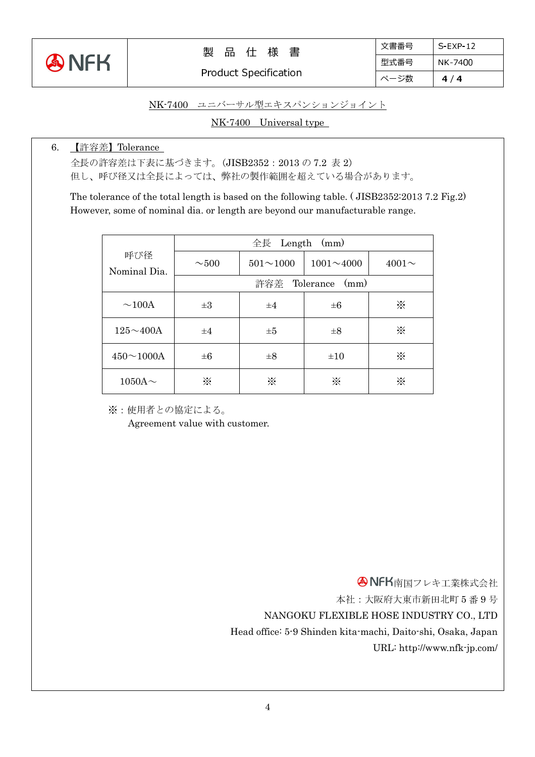NK-7400　ユニバーサル型エキスパンションジョイント

NK-7400　Universal type

## 6. 【許容差】Tolerance

全長の許容差は下表に基づきます。(JISB2352：2013 の 7.2 表 2)
但し、呼び径又は全長によっては、弊社の製作範囲を超えている場合があります。

The tolerance of the total length is based on the following table. ( JISB2352:2013 7.2 Fig.2)
However, some of nominal dia. or length are beyond our manufacturable range.

| 呼び径 Nominal Dia. | 全長　Length　(mm) | | | |
|---|---|---|---|---|
| | ～500 | 501～1000 | 1001～4000 | 4001～ |
| | 許容差　Tolerance　(mm) | | | |
| ～100A | ±3 | ±4 | ±6 | ※ |
| 125～400A | ±4 | ±5 | ±8 | ※ |
| 450～1000A | ±6 | ±8 | ±10 | ※ |
| 1050A～ | ※ | ※ | ※ | ※ |

※：使用者との協定による。
Agreement value with customer.

NFK南国フレキ工業株式会社
本社：大阪府大東市新田北町 5 番 9 号
NANGOKU FLEXIBLE HOSE INDUSTRY CO., LTD
Head office: 5-9 Shinden kita-machi, Daito-shi, Osaka, Japan
URL: http://www.nfk-jp.com/